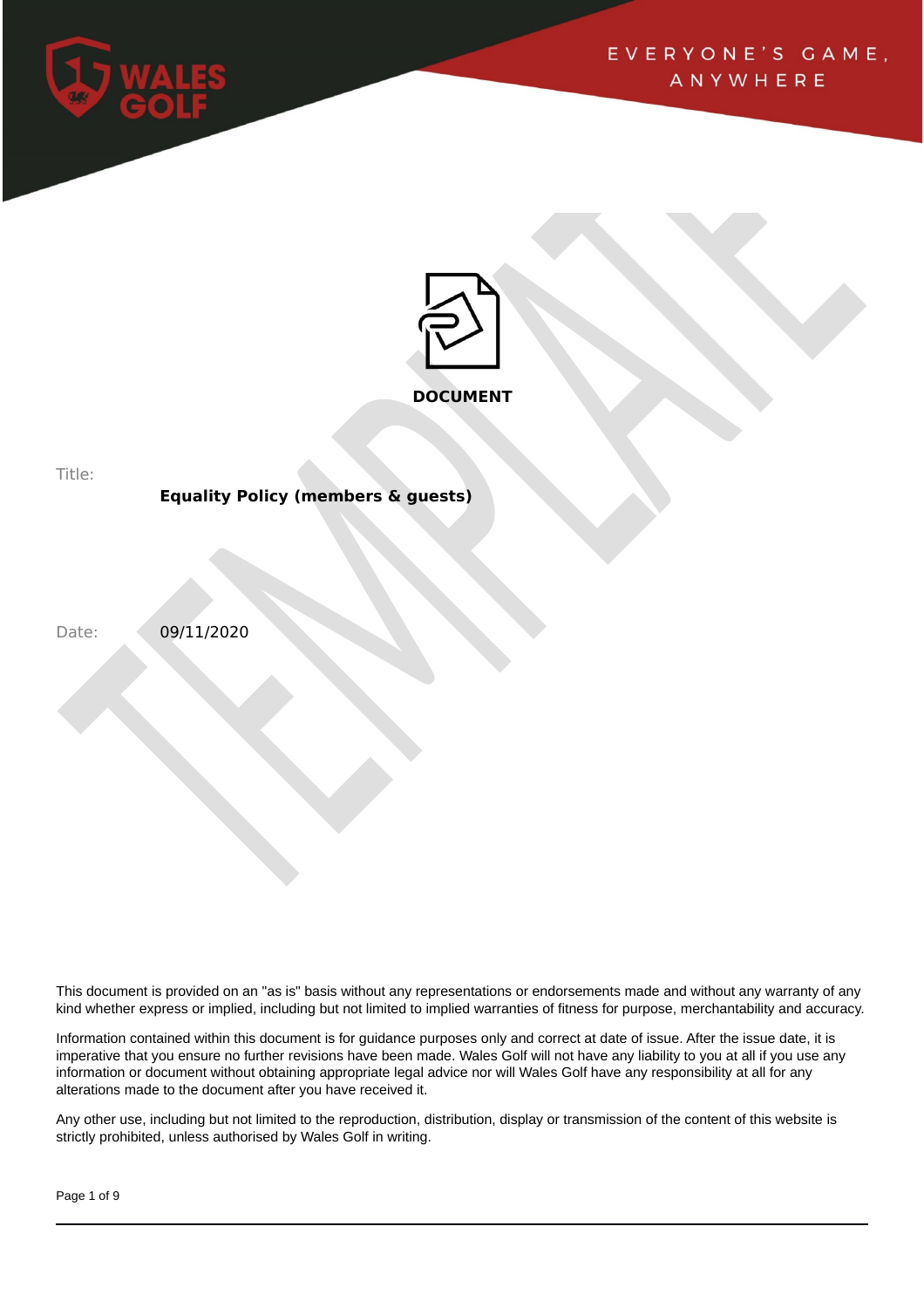WALES GOLF

EVERYONE'S GAME, ANYWHERE

**DOCUMENT**

Title:

**Equality Policy (members & guests)**

Date: 09/11/2020

This document is provided on an "as is" basis without any representations or endorsements made and without any warranty of any kind whether express or implied, including but not limited to implied warranties of fitness for purpose, merchantability and accuracy.

Information contained within this document is for guidance purposes only and correct at date of issue. After the issue date, it is imperative that you ensure no further revisions have been made. Wales Golf will not have any liability to you at all if you use any information or document without obtaining appropriate legal advice nor will Wales Golf have any responsibility at all for any alterations made to the document after you have received it.

Any other use, including but not limited to the reproduction, distribution, display or transmission of the content of this website is strictly prohibited, unless authorised by Wales Golf in writing.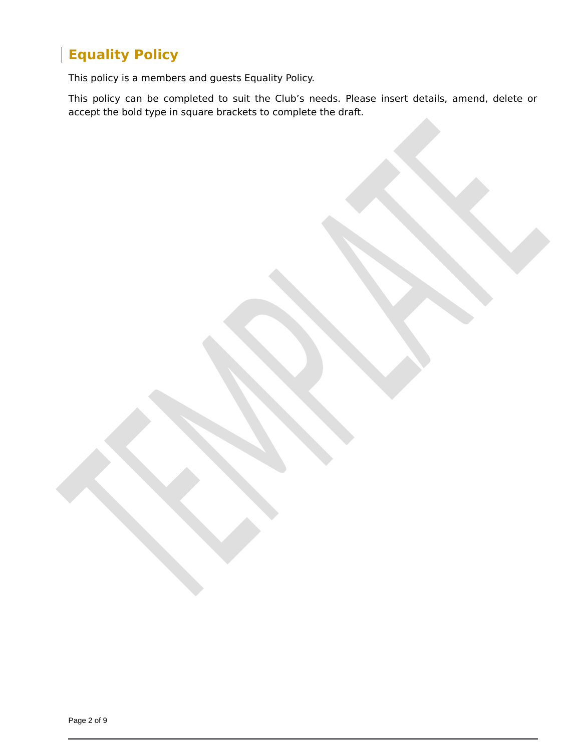## Equality Policy

This policy is a members and guests Equality Policy.

This policy can be completed to suit the Club's needs. Please insert details, amend, delete or accept the bold type in square brackets to complete the draft.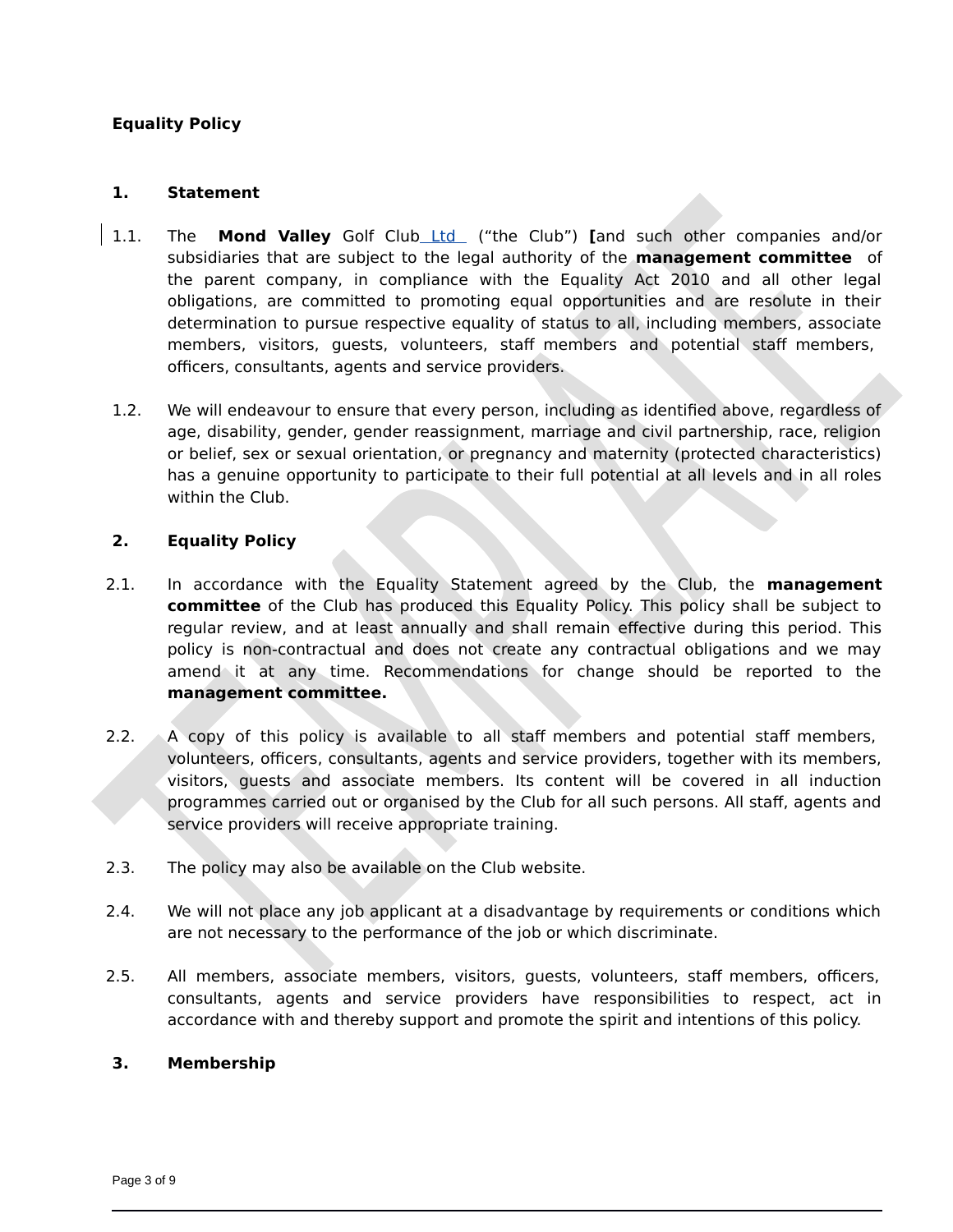**Equality Policy**

**1. Statement**

1.1. The **Mond Valley** Golf Club Ltd ("the Club") **[**and such other companies and/or subsidiaries that are subject to the legal authority of the **management committee** of the parent company, in compliance with the Equality Act 2010 and all other legal obligations, are committed to promoting equal opportunities and are resolute in their determination to pursue respective equality of status to all, including members, associate members, visitors, guests, volunteers, staff members and potential staff members, officers, consultants, agents and service providers.

1.2. We will endeavour to ensure that every person, including as identified above, regardless of age, disability, gender, gender reassignment, marriage and civil partnership, race, religion or belief, sex or sexual orientation, or pregnancy and maternity (protected characteristics) has a genuine opportunity to participate to their full potential at all levels and in all roles within the Club.

**2. Equality Policy**

2.1. In accordance with the Equality Statement agreed by the Club, the **management committee** of the Club has produced this Equality Policy. This policy shall be subject to regular review, and at least annually and shall remain effective during this period. This policy is non-contractual and does not create any contractual obligations and we may amend it at any time. Recommendations for change should be reported to the **management committee.**

2.2. A copy of this policy is available to all staff members and potential staff members, volunteers, officers, consultants, agents and service providers, together with its members, visitors, guests and associate members. Its content will be covered in all induction programmes carried out or organised by the Club for all such persons. All staff, agents and service providers will receive appropriate training.

2.3. The policy may also be available on the Club website.

2.4. We will not place any job applicant at a disadvantage by requirements or conditions which are not necessary to the performance of the job or which discriminate.

2.5. All members, associate members, visitors, guests, volunteers, staff members, officers, consultants, agents and service providers have responsibilities to respect, act in accordance with and thereby support and promote the spirit and intentions of this policy.

**3. Membership**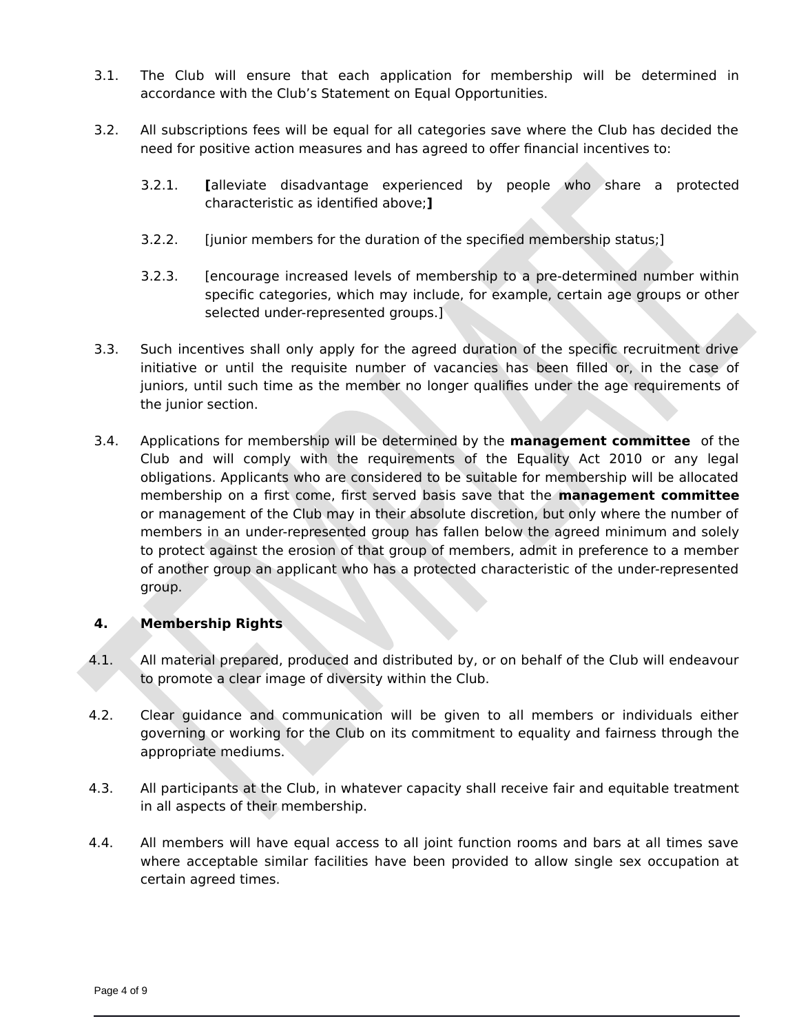3.1. The Club will ensure that each application for membership will be determined in accordance with the Club's Statement on Equal Opportunities.

3.2. All subscriptions fees will be equal for all categories save where the Club has decided the need for positive action measures and has agreed to offer financial incentives to:

   3.2.1. **[**alleviate disadvantage experienced by people who share a protected characteristic as identified above;**]**

   3.2.2. [junior members for the duration of the specified membership status;]

   3.2.3. [encourage increased levels of membership to a pre-determined number within specific categories, which may include, for example, certain age groups or other selected under-represented groups.]

3.3. Such incentives shall only apply for the agreed duration of the specific recruitment drive initiative or until the requisite number of vacancies has been filled or, in the case of juniors, until such time as the member no longer qualifies under the age requirements of the junior section.

3.4. Applications for membership will be determined by the **management committee** of the Club and will comply with the requirements of the Equality Act 2010 or any legal obligations. Applicants who are considered to be suitable for membership will be allocated membership on a first come, first served basis save that the **management committee** or management of the Club may in their absolute discretion, but only where the number of members in an under-represented group has fallen below the agreed minimum and solely to protect against the erosion of that group of members, admit in preference to a member of another group an applicant who has a protected characteristic of the under-represented group.

## 4. Membership Rights

4.1. All material prepared, produced and distributed by, or on behalf of the Club will endeavour to promote a clear image of diversity within the Club.

4.2. Clear guidance and communication will be given to all members or individuals either governing or working for the Club on its commitment to equality and fairness through the appropriate mediums.

4.3. All participants at the Club, in whatever capacity shall receive fair and equitable treatment in all aspects of their membership.

4.4. All members will have equal access to all joint function rooms and bars at all times save where acceptable similar facilities have been provided to allow single sex occupation at certain agreed times.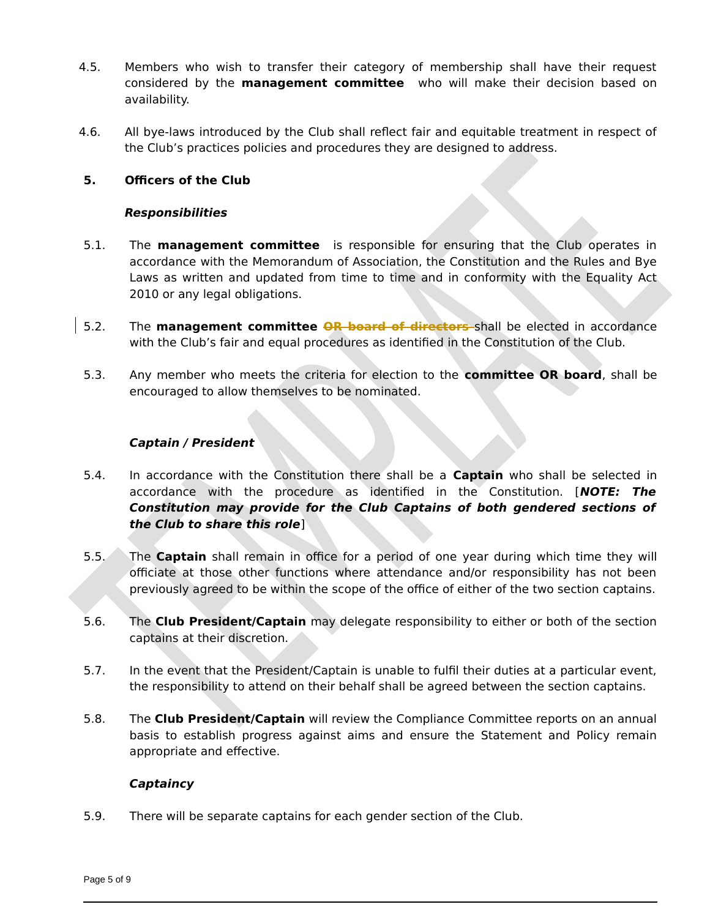4.5. Members who wish to transfer their category of membership shall have their request considered by the **management committee** who will make their decision based on availability.

4.6. All bye-laws introduced by the Club shall reflect fair and equitable treatment in respect of the Club's practices policies and procedures they are designed to address.

## 5. Officers of the Club

### ***Responsibilities***

5.1. The **management committee** is responsible for ensuring that the Club operates in accordance with the Memorandum of Association, the Constitution and the Rules and Bye Laws as written and updated from time to time and in conformity with the Equality Act 2010 or any legal obligations.

5.2. The **management committee** ~~**OR board of directors**~~ shall be elected in accordance with the Club's fair and equal procedures as identified in the Constitution of the Club.

5.3. Any member who meets the criteria for election to the **committee OR board**, shall be encouraged to allow themselves to be nominated.

### ***Captain / President***

5.4. In accordance with the Constitution there shall be a **Captain** who shall be selected in accordance with the procedure as identified in the Constitution. [***NOTE: The Constitution may provide for the Club Captains of both gendered sections of the Club to share this role***]

5.5. The **Captain** shall remain in office for a period of one year during which time they will officiate at those other functions where attendance and/or responsibility has not been previously agreed to be within the scope of the office of either of the two section captains.

5.6. The **Club President/Captain** may delegate responsibility to either or both of the section captains at their discretion.

5.7. In the event that the President/Captain is unable to fulfil their duties at a particular event, the responsibility to attend on their behalf shall be agreed between the section captains.

5.8. The **Club President/Captain** will review the Compliance Committee reports on an annual basis to establish progress against aims and ensure the Statement and Policy remain appropriate and effective.

### ***Captaincy***

5.9. There will be separate captains for each gender section of the Club.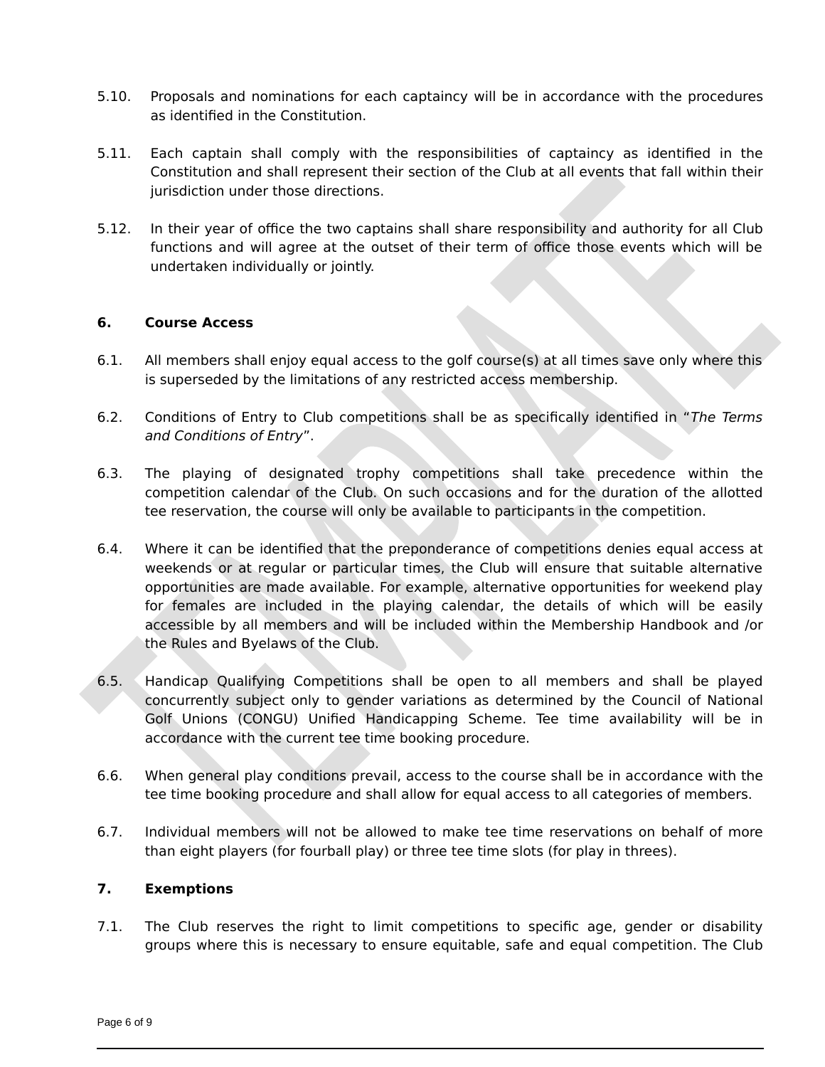5.10. Proposals and nominations for each captaincy will be in accordance with the procedures as identified in the Constitution.

5.11. Each captain shall comply with the responsibilities of captaincy as identified in the Constitution and shall represent their section of the Club at all events that fall within their jurisdiction under those directions.

5.12. In their year of office the two captains shall share responsibility and authority for all Club functions and will agree at the outset of their term of office those events which will be undertaken individually or jointly.

**6. Course Access**

6.1. All members shall enjoy equal access to the golf course(s) at all times save only where this is superseded by the limitations of any restricted access membership.

6.2. Conditions of Entry to Club competitions shall be as specifically identified in "*The Terms and Conditions of Entry*".

6.3. The playing of designated trophy competitions shall take precedence within the competition calendar of the Club. On such occasions and for the duration of the allotted tee reservation, the course will only be available to participants in the competition.

6.4. Where it can be identified that the preponderance of competitions denies equal access at weekends or at regular or particular times, the Club will ensure that suitable alternative opportunities are made available. For example, alternative opportunities for weekend play for females are included in the playing calendar, the details of which will be easily accessible by all members and will be included within the Membership Handbook and /or the Rules and Byelaws of the Club.

6.5. Handicap Qualifying Competitions shall be open to all members and shall be played concurrently subject only to gender variations as determined by the Council of National Golf Unions (CONGU) Unified Handicapping Scheme. Tee time availability will be in accordance with the current tee time booking procedure.

6.6. When general play conditions prevail, access to the course shall be in accordance with the tee time booking procedure and shall allow for equal access to all categories of members.

6.7. Individual members will not be allowed to make tee time reservations on behalf of more than eight players (for fourball play) or three tee time slots (for play in threes).

**7. Exemptions**

7.1. The Club reserves the right to limit competitions to specific age, gender or disability groups where this is necessary to ensure equitable, safe and equal competition. The Club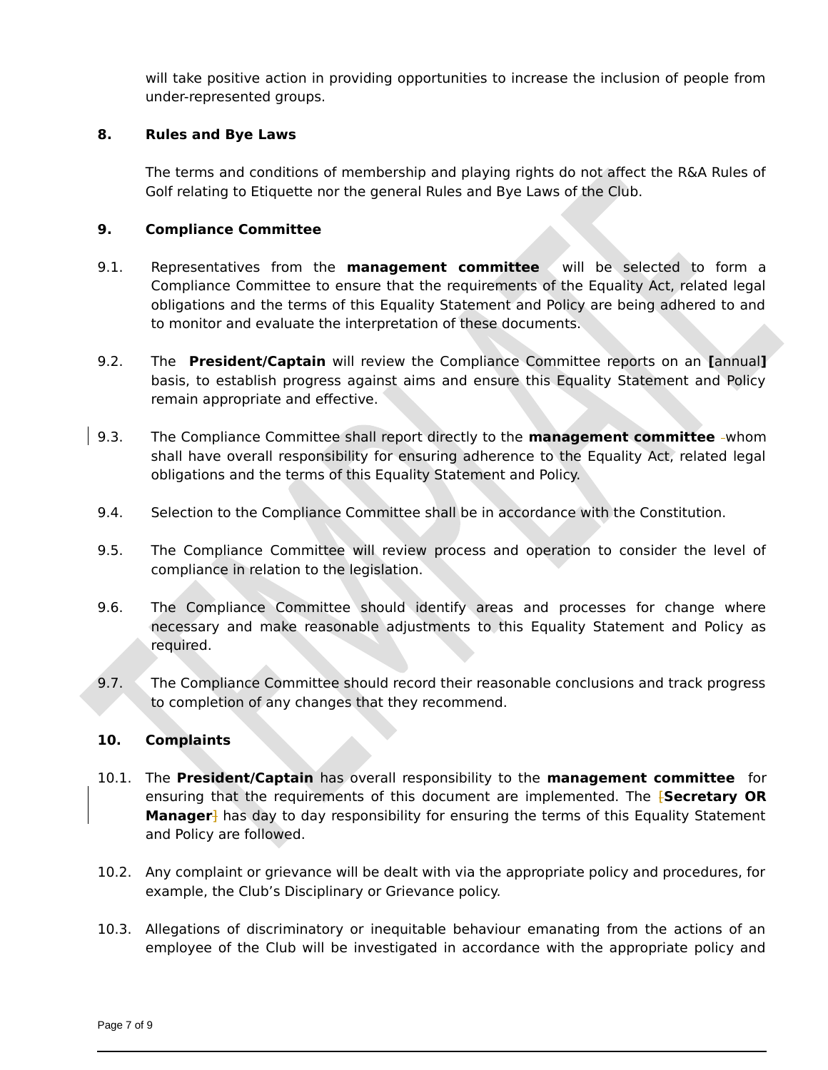will take positive action in providing opportunities to increase the inclusion of people from under-represented groups.

## 8. Rules and Bye Laws

The terms and conditions of membership and playing rights do not affect the R&A Rules of Golf relating to Etiquette nor the general Rules and Bye Laws of the Club.

## 9. Compliance Committee

9.1. Representatives from the **management committee** will be selected to form a Compliance Committee to ensure that the requirements of the Equality Act, related legal obligations and the terms of this Equality Statement and Policy are being adhered to and to monitor and evaluate the interpretation of these documents.

9.2. The **President/Captain** will review the Compliance Committee reports on an **[**annual**]** basis, to establish progress against aims and ensure this Equality Statement and Policy remain appropriate and effective.

9.3. The Compliance Committee shall report directly to the **management committee** whom shall have overall responsibility for ensuring adherence to the Equality Act, related legal obligations and the terms of this Equality Statement and Policy.

9.4. Selection to the Compliance Committee shall be in accordance with the Constitution.

9.5. The Compliance Committee will review process and operation to consider the level of compliance in relation to the legislation.

9.6. The Compliance Committee should identify areas and processes for change where necessary and make reasonable adjustments to this Equality Statement and Policy as required.

9.7. The Compliance Committee should record their reasonable conclusions and track progress to completion of any changes that they recommend.

## 10. Complaints

10.1. The **President/Captain** has overall responsibility to the **management committee** for ensuring that the requirements of this document are implemented. The [**Secretary OR Manager**] has day to day responsibility for ensuring the terms of this Equality Statement and Policy are followed.

10.2. Any complaint or grievance will be dealt with via the appropriate policy and procedures, for example, the Club's Disciplinary or Grievance policy.

10.3. Allegations of discriminatory or inequitable behaviour emanating from the actions of an employee of the Club will be investigated in accordance with the appropriate policy and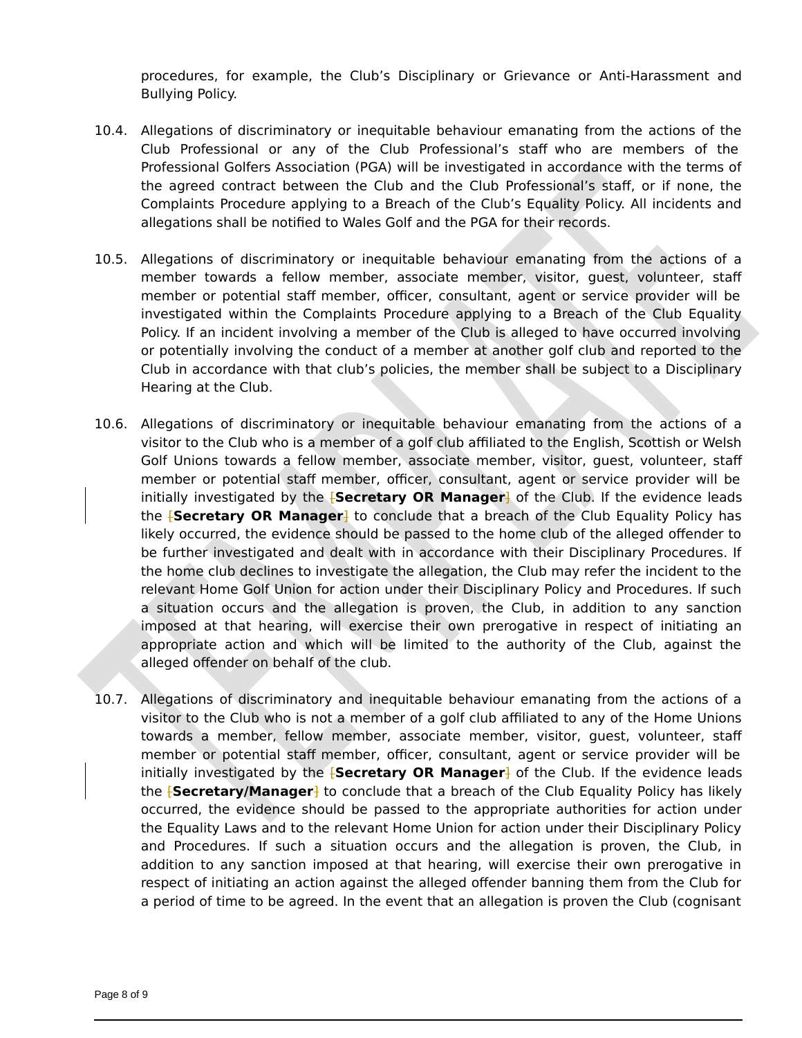procedures, for example, the Club's Disciplinary or Grievance or Anti-Harassment and Bullying Policy.

10.4. Allegations of discriminatory or inequitable behaviour emanating from the actions of the Club Professional or any of the Club Professional's staff who are members of the Professional Golfers Association (PGA) will be investigated in accordance with the terms of the agreed contract between the Club and the Club Professional's staff, or if none, the Complaints Procedure applying to a Breach of the Club's Equality Policy. All incidents and allegations shall be notified to Wales Golf and the PGA for their records.

10.5. Allegations of discriminatory or inequitable behaviour emanating from the actions of a member towards a fellow member, associate member, visitor, guest, volunteer, staff member or potential staff member, officer, consultant, agent or service provider will be investigated within the Complaints Procedure applying to a Breach of the Club Equality Policy. If an incident involving a member of the Club is alleged to have occurred involving or potentially involving the conduct of a member at another golf club and reported to the Club in accordance with that club's policies, the member shall be subject to a Disciplinary Hearing at the Club.

10.6. Allegations of discriminatory or inequitable behaviour emanating from the actions of a visitor to the Club who is a member of a golf club affiliated to the English, Scottish or Welsh Golf Unions towards a fellow member, associate member, visitor, guest, volunteer, staff member or potential staff member, officer, consultant, agent or service provider will be initially investigated by the [**Secretary OR Manager**] of the Club. If the evidence leads the [**Secretary OR Manager**] to conclude that a breach of the Club Equality Policy has likely occurred, the evidence should be passed to the home club of the alleged offender to be further investigated and dealt with in accordance with their Disciplinary Procedures. If the home club declines to investigate the allegation, the Club may refer the incident to the relevant Home Golf Union for action under their Disciplinary Policy and Procedures. If such a situation occurs and the allegation is proven, the Club, in addition to any sanction imposed at that hearing, will exercise their own prerogative in respect of initiating an appropriate action and which will be limited to the authority of the Club, against the alleged offender on behalf of the club.

10.7. Allegations of discriminatory and inequitable behaviour emanating from the actions of a visitor to the Club who is not a member of a golf club affiliated to any of the Home Unions towards a member, fellow member, associate member, visitor, guest, volunteer, staff member or potential staff member, officer, consultant, agent or service provider will be initially investigated by the [**Secretary OR Manager**] of the Club. If the evidence leads the [**Secretary/Manager**] to conclude that a breach of the Club Equality Policy has likely occurred, the evidence should be passed to the appropriate authorities for action under the Equality Laws and to the relevant Home Union for action under their Disciplinary Policy and Procedures. If such a situation occurs and the allegation is proven, the Club, in addition to any sanction imposed at that hearing, will exercise their own prerogative in respect of initiating an action against the alleged offender banning them from the Club for a period of time to be agreed. In the event that an allegation is proven the Club (cognisant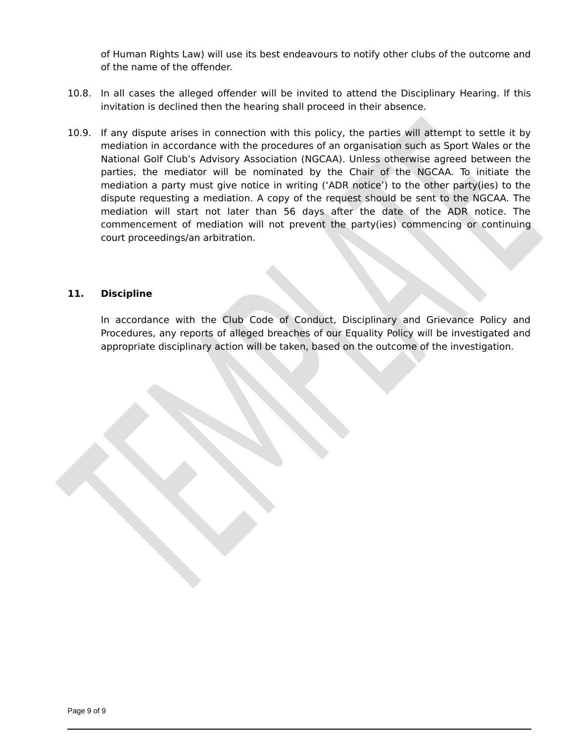of Human Rights Law) will use its best endeavours to notify other clubs of the outcome and of the name of the offender.

10.8. In all cases the alleged offender will be invited to attend the Disciplinary Hearing. If this invitation is declined then the hearing shall proceed in their absence.

10.9. If any dispute arises in connection with this policy, the parties will attempt to settle it by mediation in accordance with the procedures of an organisation such as Sport Wales or the National Golf Club's Advisory Association (NGCAA). Unless otherwise agreed between the parties, the mediator will be nominated by the Chair of the NGCAA. To initiate the mediation a party must give notice in writing ('ADR notice') to the other party(ies) to the dispute requesting a mediation. A copy of the request should be sent to the NGCAA. The mediation will start not later than 56 days after the date of the ADR notice. The commencement of mediation will not prevent the party(ies) commencing or continuing court proceedings/an arbitration.

## 11. Discipline

In accordance with the Club Code of Conduct, Disciplinary and Grievance Policy and Procedures, any reports of alleged breaches of our Equality Policy will be investigated and appropriate disciplinary action will be taken, based on the outcome of the investigation.